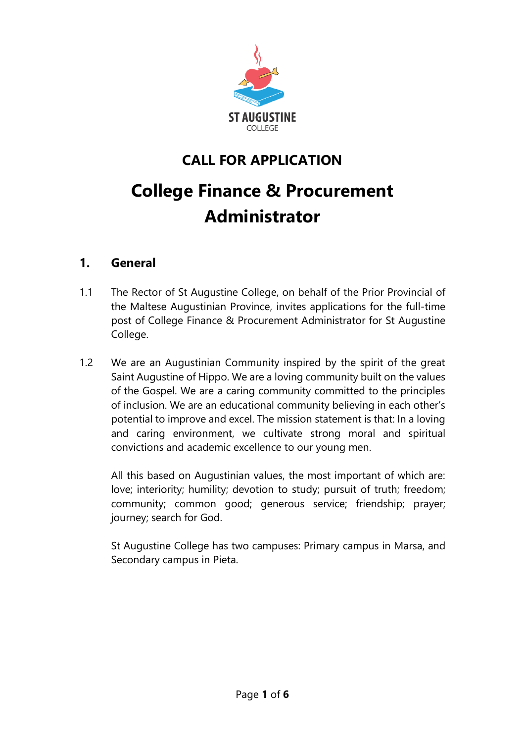ST AUGUSTINE
COLLEGE

# CALL FOR APPLICATION

# College Finance & Procurement Administrator

## 1. General

1.1 The Rector of St Augustine College, on behalf of the Prior Provincial of the Maltese Augustinian Province, invites applications for the full-time post of College Finance & Procurement Administrator for St Augustine College.

1.2 We are an Augustinian Community inspired by the spirit of the great Saint Augustine of Hippo. We are a loving community built on the values of the Gospel. We are a caring community committed to the principles of inclusion. We are an educational community believing in each other's potential to improve and excel. The mission statement is that: In a loving and caring environment, we cultivate strong moral and spiritual convictions and academic excellence to our young men.

All this based on Augustinian values, the most important of which are: love; interiority; humility; devotion to study; pursuit of truth; freedom; community; common good; generous service; friendship; prayer; journey; search for God.

St Augustine College has two campuses: Primary campus in Marsa, and Secondary campus in Pieta.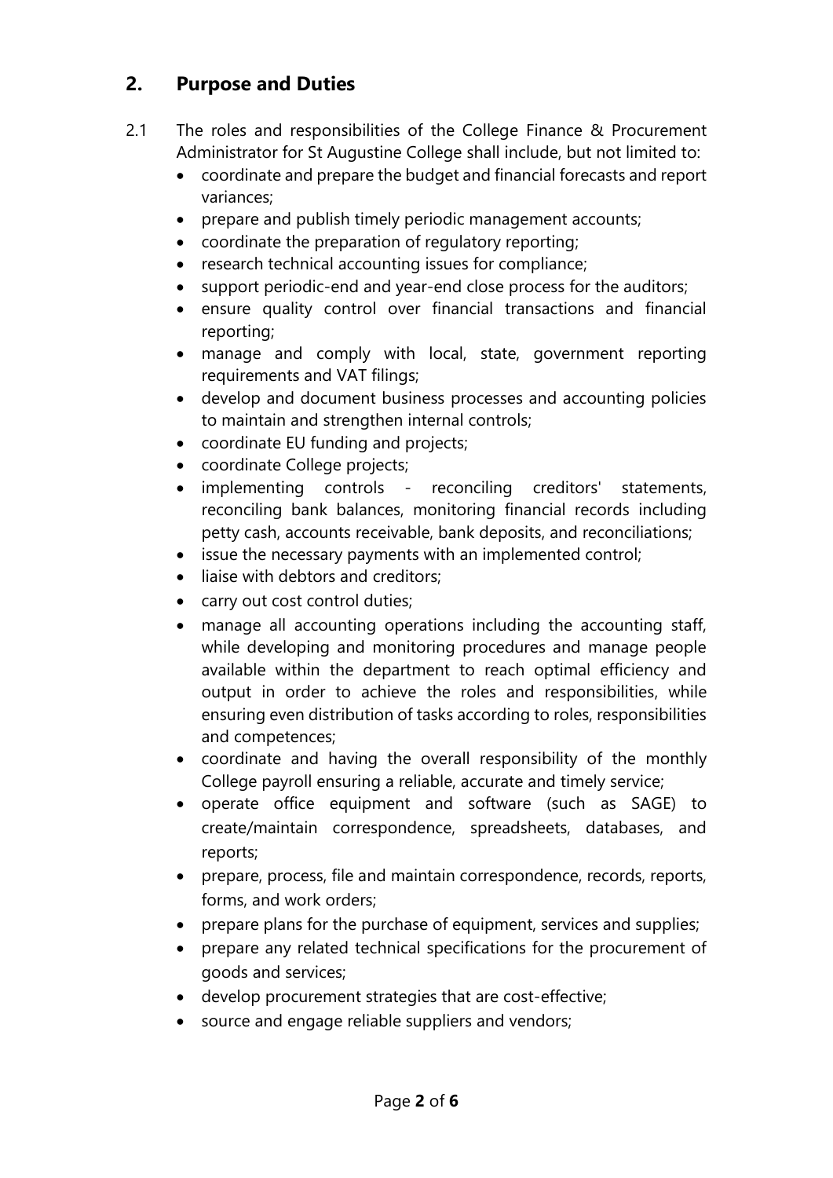## 2. Purpose and Duties

2.1 The roles and responsibilities of the College Finance & Procurement Administrator for St Augustine College shall include, but not limited to:

- coordinate and prepare the budget and financial forecasts and report variances;
- prepare and publish timely periodic management accounts;
- coordinate the preparation of regulatory reporting;
- research technical accounting issues for compliance;
- support periodic-end and year-end close process for the auditors;
- ensure quality control over financial transactions and financial reporting;
- manage and comply with local, state, government reporting requirements and VAT filings;
- develop and document business processes and accounting policies to maintain and strengthen internal controls;
- coordinate EU funding and projects;
- coordinate College projects;
- implementing controls - reconciling creditors' statements, reconciling bank balances, monitoring financial records including petty cash, accounts receivable, bank deposits, and reconciliations;
- issue the necessary payments with an implemented control;
- liaise with debtors and creditors;
- carry out cost control duties;
- manage all accounting operations including the accounting staff, while developing and monitoring procedures and manage people available within the department to reach optimal efficiency and output in order to achieve the roles and responsibilities, while ensuring even distribution of tasks according to roles, responsibilities and competences;
- coordinate and having the overall responsibility of the monthly College payroll ensuring a reliable, accurate and timely service;
- operate office equipment and software (such as SAGE) to create/maintain correspondence, spreadsheets, databases, and reports;
- prepare, process, file and maintain correspondence, records, reports, forms, and work orders;
- prepare plans for the purchase of equipment, services and supplies;
- prepare any related technical specifications for the procurement of goods and services;
- develop procurement strategies that are cost-effective;
- source and engage reliable suppliers and vendors;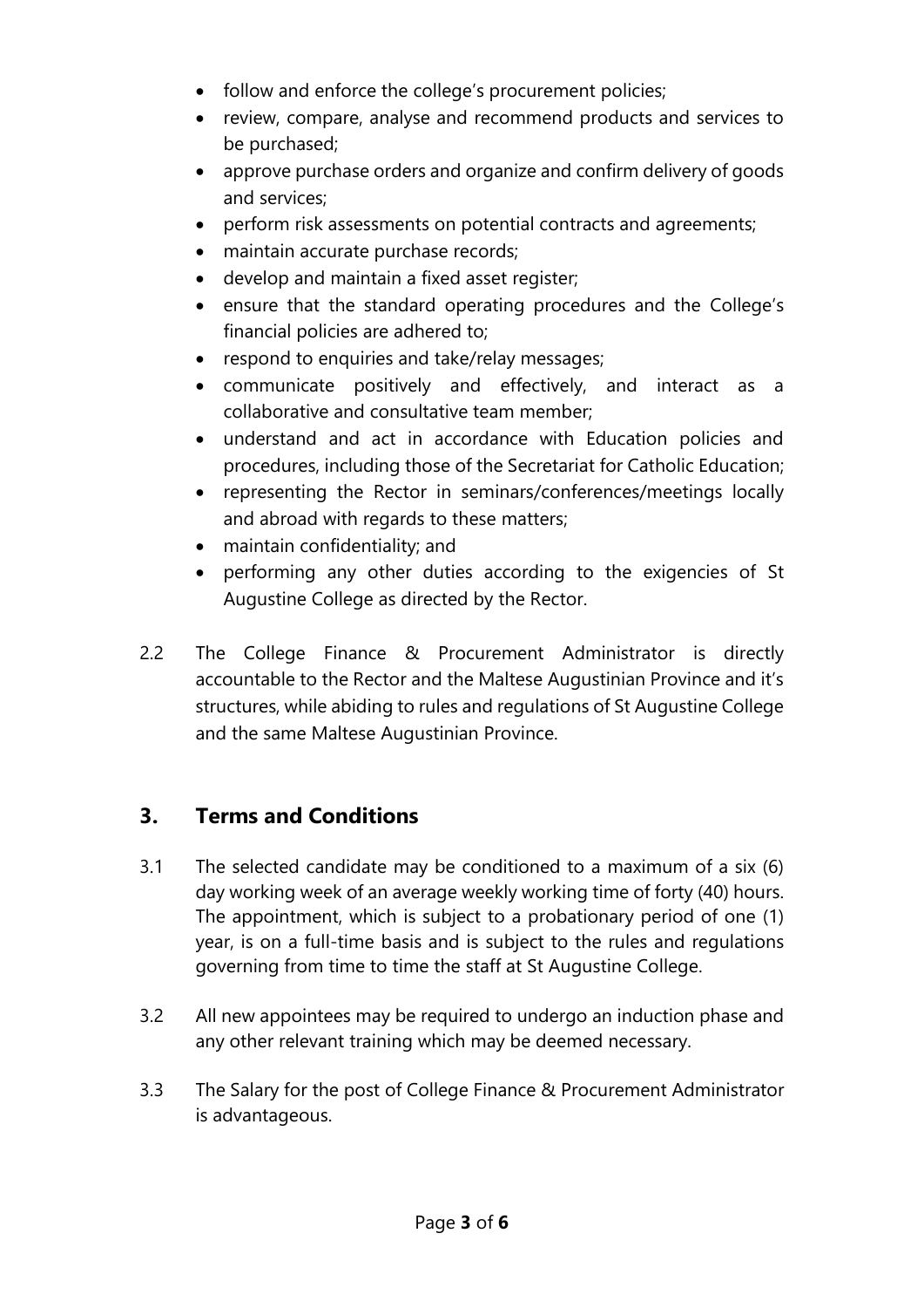- follow and enforce the college's procurement policies;
- review, compare, analyse and recommend products and services to be purchased;
- approve purchase orders and organize and confirm delivery of goods and services;
- perform risk assessments on potential contracts and agreements;
- maintain accurate purchase records;
- develop and maintain a fixed asset register;
- ensure that the standard operating procedures and the College's financial policies are adhered to;
- respond to enquiries and take/relay messages;
- communicate positively and effectively, and interact as a collaborative and consultative team member;
- understand and act in accordance with Education policies and procedures, including those of the Secretariat for Catholic Education;
- representing the Rector in seminars/conferences/meetings locally and abroad with regards to these matters;
- maintain confidentiality; and
- performing any other duties according to the exigencies of St Augustine College as directed by the Rector.

2.2 The College Finance & Procurement Administrator is directly accountable to the Rector and the Maltese Augustinian Province and it's structures, while abiding to rules and regulations of St Augustine College and the same Maltese Augustinian Province.

## 3. Terms and Conditions

3.1 The selected candidate may be conditioned to a maximum of a six (6) day working week of an average weekly working time of forty (40) hours. The appointment, which is subject to a probationary period of one (1) year, is on a full-time basis and is subject to the rules and regulations governing from time to time the staff at St Augustine College.

3.2 All new appointees may be required to undergo an induction phase and any other relevant training which may be deemed necessary.

3.3 The Salary for the post of College Finance & Procurement Administrator is advantageous.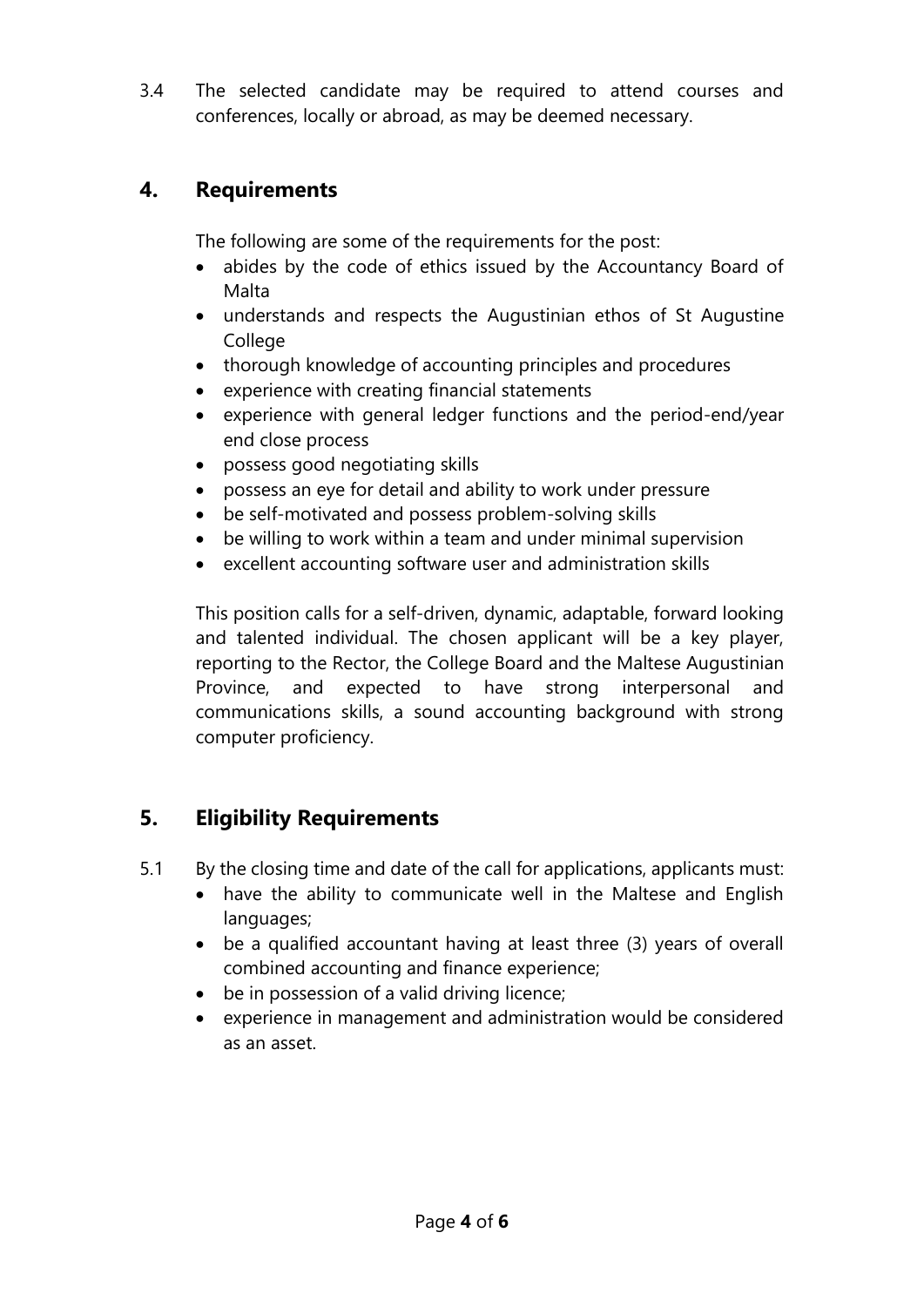3.4 The selected candidate may be required to attend courses and conferences, locally or abroad, as may be deemed necessary.

## 4. Requirements

The following are some of the requirements for the post:

- abides by the code of ethics issued by the Accountancy Board of Malta
- understands and respects the Augustinian ethos of St Augustine College
- thorough knowledge of accounting principles and procedures
- experience with creating financial statements
- experience with general ledger functions and the period-end/year end close process
- possess good negotiating skills
- possess an eye for detail and ability to work under pressure
- be self-motivated and possess problem-solving skills
- be willing to work within a team and under minimal supervision
- excellent accounting software user and administration skills

This position calls for a self-driven, dynamic, adaptable, forward looking and talented individual. The chosen applicant will be a key player, reporting to the Rector, the College Board and the Maltese Augustinian Province, and expected to have strong interpersonal and communications skills, a sound accounting background with strong computer proficiency.

## 5. Eligibility Requirements

5.1 By the closing time and date of the call for applications, applicants must:

- have the ability to communicate well in the Maltese and English languages;
- be a qualified accountant having at least three (3) years of overall combined accounting and finance experience;
- be in possession of a valid driving licence;
- experience in management and administration would be considered as an asset.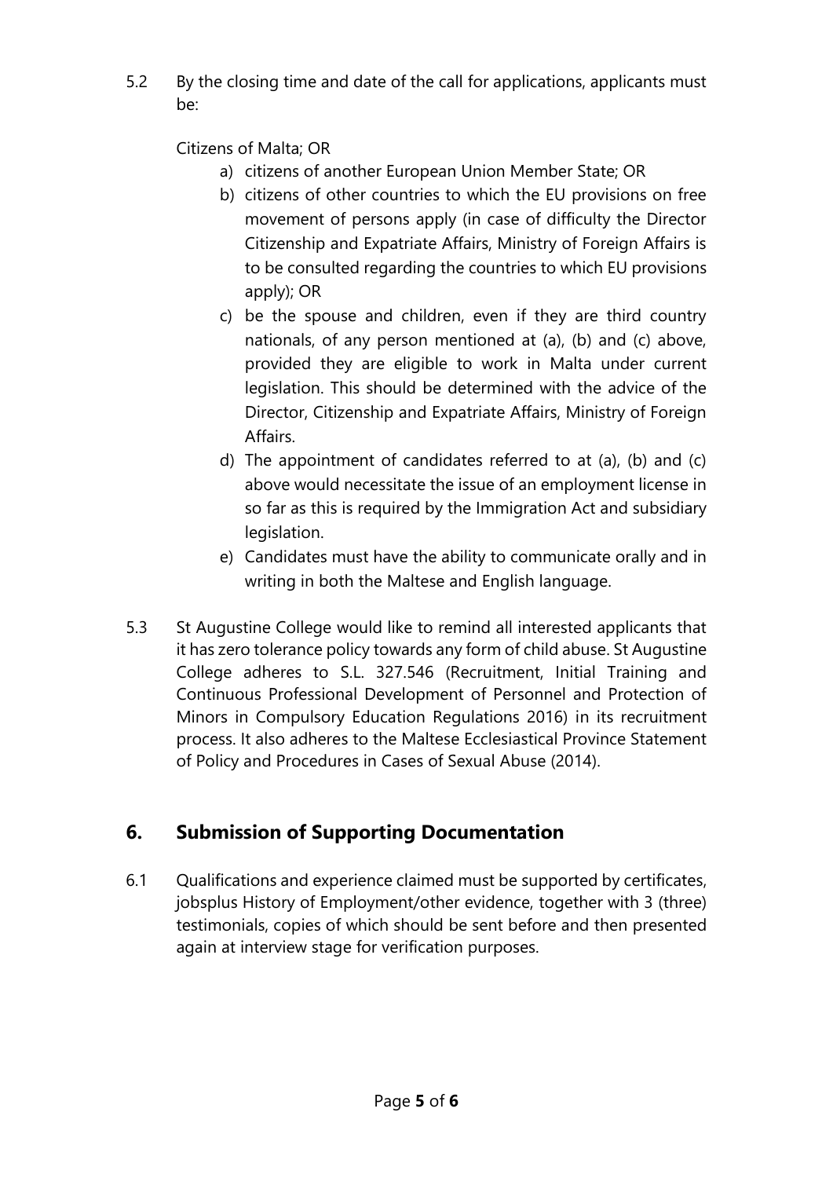5.2 By the closing time and date of the call for applications, applicants must be:

Citizens of Malta; OR

a) citizens of another European Union Member State; OR
b) citizens of other countries to which the EU provisions on free movement of persons apply (in case of difficulty the Director Citizenship and Expatriate Affairs, Ministry of Foreign Affairs is to be consulted regarding the countries to which EU provisions apply); OR
c) be the spouse and children, even if they are third country nationals, of any person mentioned at (a), (b) and (c) above, provided they are eligible to work in Malta under current legislation. This should be determined with the advice of the Director, Citizenship and Expatriate Affairs, Ministry of Foreign Affairs.
d) The appointment of candidates referred to at (a), (b) and (c) above would necessitate the issue of an employment license in so far as this is required by the Immigration Act and subsidiary legislation.
e) Candidates must have the ability to communicate orally and in writing in both the Maltese and English language.

5.3 St Augustine College would like to remind all interested applicants that it has zero tolerance policy towards any form of child abuse. St Augustine College adheres to S.L. 327.546 (Recruitment, Initial Training and Continuous Professional Development of Personnel and Protection of Minors in Compulsory Education Regulations 2016) in its recruitment process. It also adheres to the Maltese Ecclesiastical Province Statement of Policy and Procedures in Cases of Sexual Abuse (2014).

## 6. Submission of Supporting Documentation

6.1 Qualifications and experience claimed must be supported by certificates, jobsplus History of Employment/other evidence, together with 3 (three) testimonials, copies of which should be sent before and then presented again at interview stage for verification purposes.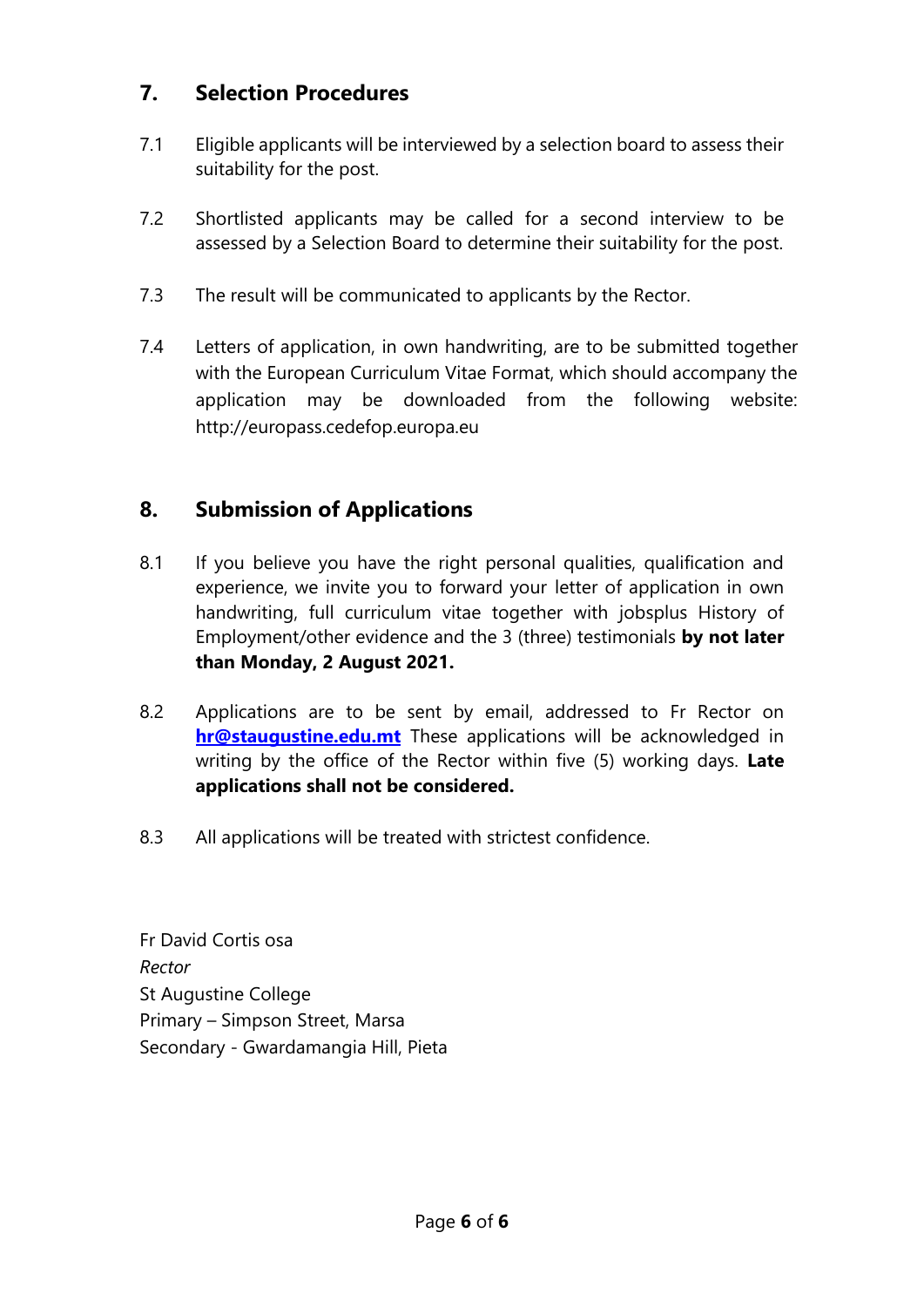## 7. Selection Procedures

7.1 Eligible applicants will be interviewed by a selection board to assess their suitability for the post.

7.2 Shortlisted applicants may be called for a second interview to be assessed by a Selection Board to determine their suitability for the post.

7.3 The result will be communicated to applicants by the Rector.

7.4 Letters of application, in own handwriting, are to be submitted together with the European Curriculum Vitae Format, which should accompany the application may be downloaded from the following website: http://europass.cedefop.europa.eu

## 8. Submission of Applications

8.1 If you believe you have the right personal qualities, qualification and experience, we invite you to forward your letter of application in own handwriting, full curriculum vitae together with jobsplus History of Employment/other evidence and the 3 (three) testimonials **by not later than Monday, 2 August 2021.**

8.2 Applications are to be sent by email, addressed to Fr Rector on **hr@staugustine.edu.mt** These applications will be acknowledged in writing by the office of the Rector within five (5) working days. **Late applications shall not be considered.**

8.3 All applications will be treated with strictest confidence.

Fr David Cortis osa
*Rector*
St Augustine College
Primary – Simpson Street, Marsa
Secondary - Gwardamangia Hill, Pieta